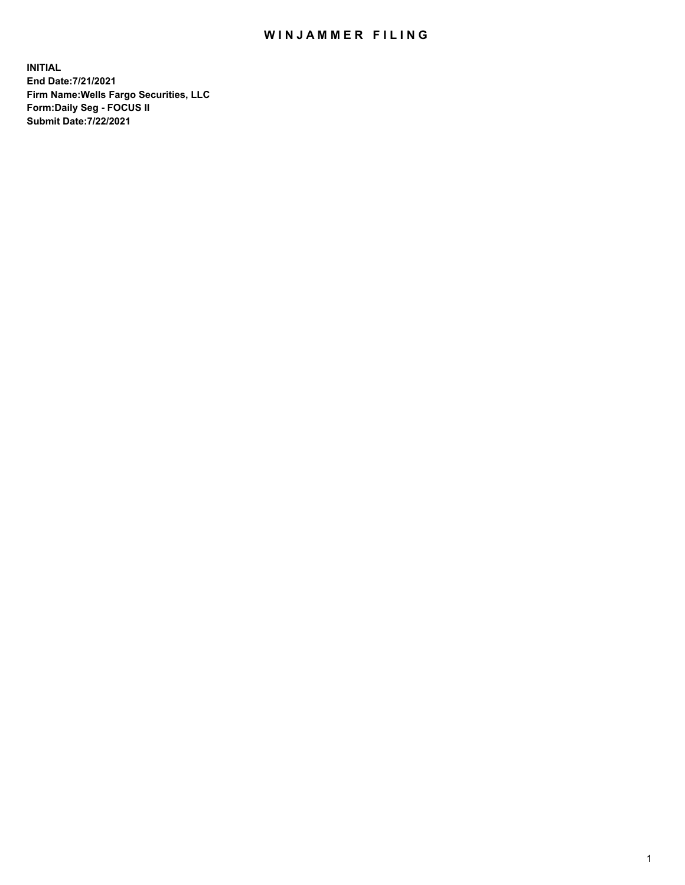# WINJAMMER FILING

**INITIAL**
**End Date:7/21/2021**
**Firm Name:Wells Fargo Securities, LLC**
**Form:Daily Seg - FOCUS II**
**Submit Date:7/22/2021**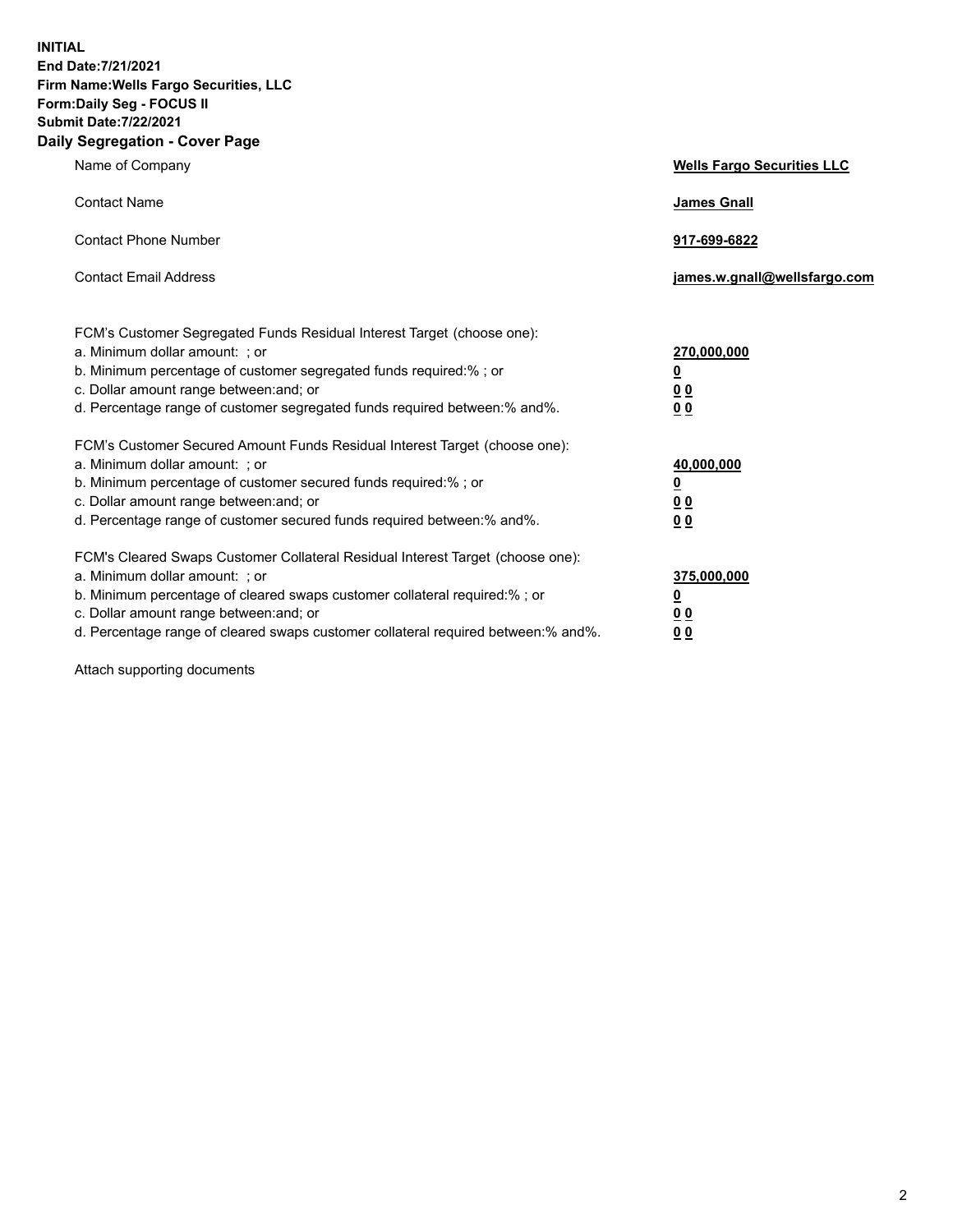**INITIAL**
**End Date:7/21/2021**
**Firm Name:Wells Fargo Securities, LLC**
**Form:Daily Seg - FOCUS II**
**Submit Date:7/22/2021**

## Daily Segregation - Cover Page

| | |
|---|---|
| Name of Company | **Wells Fargo Securities LLC** |
| Contact Name | **James Gnall** |
| Contact Phone Number | **917-699-6822** |
| Contact Email Address | **james.w.gnall@wellsfargo.com** |

| | |
|---|---|
| FCM's Customer Segregated Funds Residual Interest Target (choose one): | |
| a. Minimum dollar amount: ; or | **270,000,000** |
| b. Minimum percentage of customer segregated funds required:% ; or | **0** |
| c. Dollar amount range between:and; or | **0 0** |
| d. Percentage range of customer segregated funds required between:% and%. | **0 0** |

| | |
|---|---|
| FCM's Customer Secured Amount Funds Residual Interest Target (choose one): | |
| a. Minimum dollar amount: ; or | **40,000,000** |
| b. Minimum percentage of customer secured funds required:% ; or | **0** |
| c. Dollar amount range between:and; or | **0 0** |
| d. Percentage range of customer secured funds required between:% and%. | **0 0** |

| | |
|---|---|
| FCM's Cleared Swaps Customer Collateral Residual Interest Target (choose one): | |
| a. Minimum dollar amount: ; or | **375,000,000** |
| b. Minimum percentage of cleared swaps customer collateral required:% ; or | **0** |
| c. Dollar amount range between:and; or | **0 0** |
| d. Percentage range of cleared swaps customer collateral required between:% and%. | **0 0** |

Attach supporting documents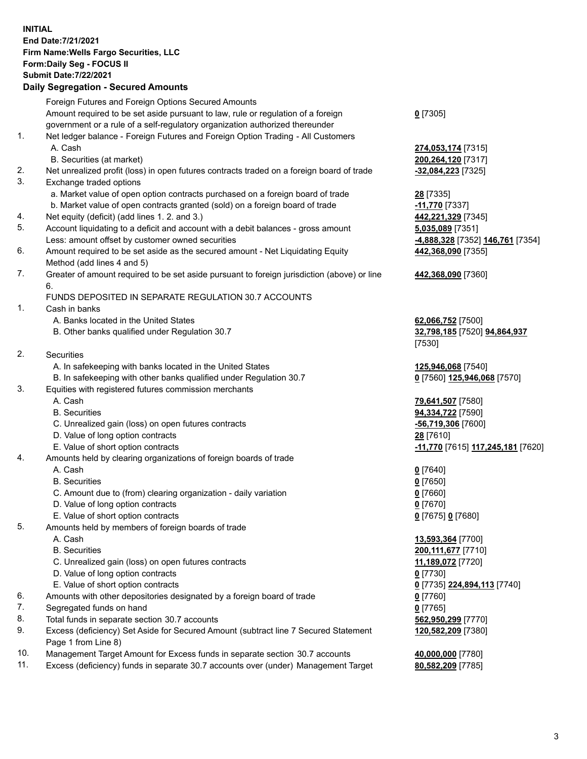**INITIAL**
**End Date:7/21/2021**
**Firm Name:Wells Fargo Securities, LLC**
**Form:Daily Seg - FOCUS II**
**Submit Date:7/22/2021**

## Daily Segregation - Secured Amounts

| | | |
|---|---|---|
| | Foreign Futures and Foreign Options Secured Amounts | |
| | Amount required to be set aside pursuant to law, rule or regulation of a foreign government or a rule of a self-regulatory organization authorized thereunder | **0** [7305] |
| 1. | Net ledger balance - Foreign Futures and Foreign Option Trading - All Customers | |
| | A. Cash | **274,053,174** [7315] |
| | B. Securities (at market) | **200,264,120** [7317] |
| 2. | Net unrealized profit (loss) in open futures contracts traded on a foreign board of trade | **-32,084,223** [7325] |
| 3. | Exchange traded options | |
| | a. Market value of open option contracts purchased on a foreign board of trade | **28** [7335] |
| | b. Market value of open contracts granted (sold) on a foreign board of trade | **-11,770** [7337] |
| 4. | Net equity (deficit) (add lines 1. 2. and 3.) | **442,221,329** [7345] |
| 5. | Account liquidating to a deficit and account with a debit balances - gross amount | **5,035,089** [7351] |
| | Less: amount offset by customer owned securities | **-4,888,328** [7352] **146,761** [7354] |
| 6. | Amount required to be set aside as the secured amount - Net Liquidating Equity Method (add lines 4 and 5) | **442,368,090** [7355] |
| 7. | Greater of amount required to be set aside pursuant to foreign jurisdiction (above) or line 6. | **442,368,090** [7360] |
| | FUNDS DEPOSITED IN SEPARATE REGULATION 30.7 ACCOUNTS | |
| 1. | Cash in banks | |
| | A. Banks located in the United States | **62,066,752** [7500] |
| | B. Other banks qualified under Regulation 30.7 | **32,798,185** [7520] **94,864,937** [7530] |
| 2. | Securities | |
| | A. In safekeeping with banks located in the United States | **125,946,068** [7540] |
| | B. In safekeeping with other banks qualified under Regulation 30.7 | **0** [7560] **125,946,068** [7570] |
| 3. | Equities with registered futures commission merchants | |
| | A. Cash | **79,641,507** [7580] |
| | B. Securities | **94,334,722** [7590] |
| | C. Unrealized gain (loss) on open futures contracts | **-56,719,306** [7600] |
| | D. Value of long option contracts | **28** [7610] |
| | E. Value of short option contracts | **-11,770** [7615] **117,245,181** [7620] |
| 4. | Amounts held by clearing organizations of foreign boards of trade | |
| | A. Cash | **0** [7640] |
| | B. Securities | **0** [7650] |
| | C. Amount due to (from) clearing organization - daily variation | **0** [7660] |
| | D. Value of long option contracts | **0** [7670] |
| | E. Value of short option contracts | **0** [7675] **0** [7680] |
| 5. | Amounts held by members of foreign boards of trade | |
| | A. Cash | **13,593,364** [7700] |
| | B. Securities | **200,111,677** [7710] |
| | C. Unrealized gain (loss) on open futures contracts | **11,189,072** [7720] |
| | D. Value of long option contracts | **0** [7730] |
| | E. Value of short option contracts | **0** [7735] **224,894,113** [7740] |
| 6. | Amounts with other depositories designated by a foreign board of trade | **0** [7760] |
| 7. | Segregated funds on hand | **0** [7765] |
| 8. | Total funds in separate section 30.7 accounts | **562,950,299** [7770] |
| 9. | Excess (deficiency) Set Aside for Secured Amount (subtract line 7 Secured Statement Page 1 from Line 8) | **120,582,209** [7380] |
| 10. | Management Target Amount for Excess funds in separate section 30.7 accounts | **40,000,000** [7780] |
| 11. | Excess (deficiency) funds in separate 30.7 accounts over (under) Management Target | **80,582,209** [7785] |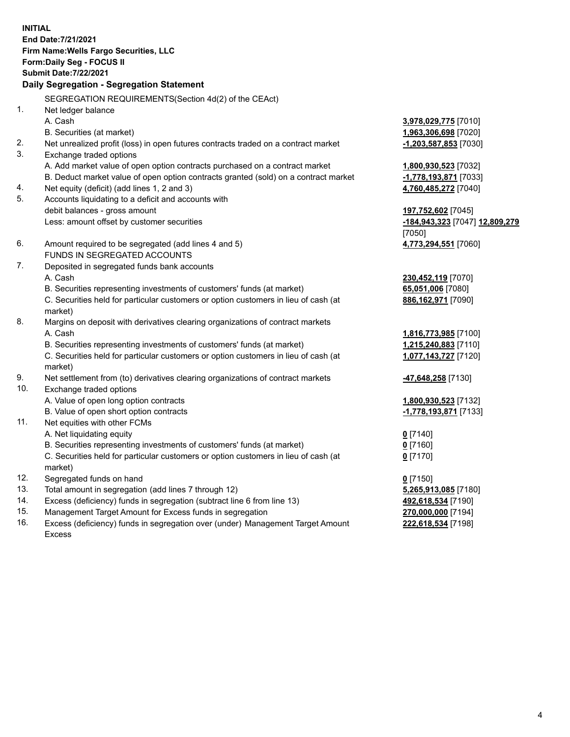**INITIAL**
**End Date:7/21/2021**
**Firm Name:Wells Fargo Securities, LLC**
**Form:Daily Seg - FOCUS II**
**Submit Date:7/22/2021**

**Daily Segregation - Segregation Statement**

SEGREGATION REQUIREMENTS(Section 4d(2) of the CEAct)

| | | |
|---|---|---|
| 1. | Net ledger balance | |
| | A. Cash | **3,978,029,775** [7010] |
| | B. Securities (at market) | **1,963,306,698** [7020] |
| 2. | Net unrealized profit (loss) in open futures contracts traded on a contract market | **-1,203,587,853** [7030] |
| 3. | Exchange traded options | |
| | A. Add market value of open option contracts purchased on a contract market | **1,800,930,523** [7032] |
| | B. Deduct market value of open option contracts granted (sold) on a contract market | **-1,778,193,871** [7033] |
| 4. | Net equity (deficit) (add lines 1, 2 and 3) | **4,760,485,272** [7040] |
| 5. | Accounts liquidating to a deficit and accounts with debit balances - gross amount | **197,752,602** [7045] |
| | Less: amount offset by customer securities | **-184,943,323** [7047] **12,809,279** [7050] |
| 6. | Amount required to be segregated (add lines 4 and 5) | **4,773,294,551** [7060] |
| | FUNDS IN SEGREGATED ACCOUNTS | |
| 7. | Deposited in segregated funds bank accounts | |
| | A. Cash | **230,452,119** [7070] |
| | B. Securities representing investments of customers' funds (at market) | **65,051,006** [7080] |
| | C. Securities held for particular customers or option customers in lieu of cash (at market) | **886,162,971** [7090] |
| 8. | Margins on deposit with derivatives clearing organizations of contract markets | |
| | A. Cash | **1,816,773,985** [7100] |
| | B. Securities representing investments of customers' funds (at market) | **1,215,240,883** [7110] |
| | C. Securities held for particular customers or option customers in lieu of cash (at market) | **1,077,143,727** [7120] |
| 9. | Net settlement from (to) derivatives clearing organizations of contract markets | **-47,648,258** [7130] |
| 10. | Exchange traded options | |
| | A. Value of open long option contracts | **1,800,930,523** [7132] |
| | B. Value of open short option contracts | **-1,778,193,871** [7133] |
| 11. | Net equities with other FCMs | |
| | A. Net liquidating equity | **0** [7140] |
| | B. Securities representing investments of customers' funds (at market) | **0** [7160] |
| | C. Securities held for particular customers or option customers in lieu of cash (at market) | **0** [7170] |
| 12. | Segregated funds on hand | **0** [7150] |
| 13. | Total amount in segregation (add lines 7 through 12) | **5,265,913,085** [7180] |
| 14. | Excess (deficiency) funds in segregation (subtract line 6 from line 13) | **492,618,534** [7190] |
| 15. | Management Target Amount for Excess funds in segregation | **270,000,000** [7194] |
| 16. | Excess (deficiency) funds in segregation over (under) Management Target Amount Excess | **222,618,534** [7198] |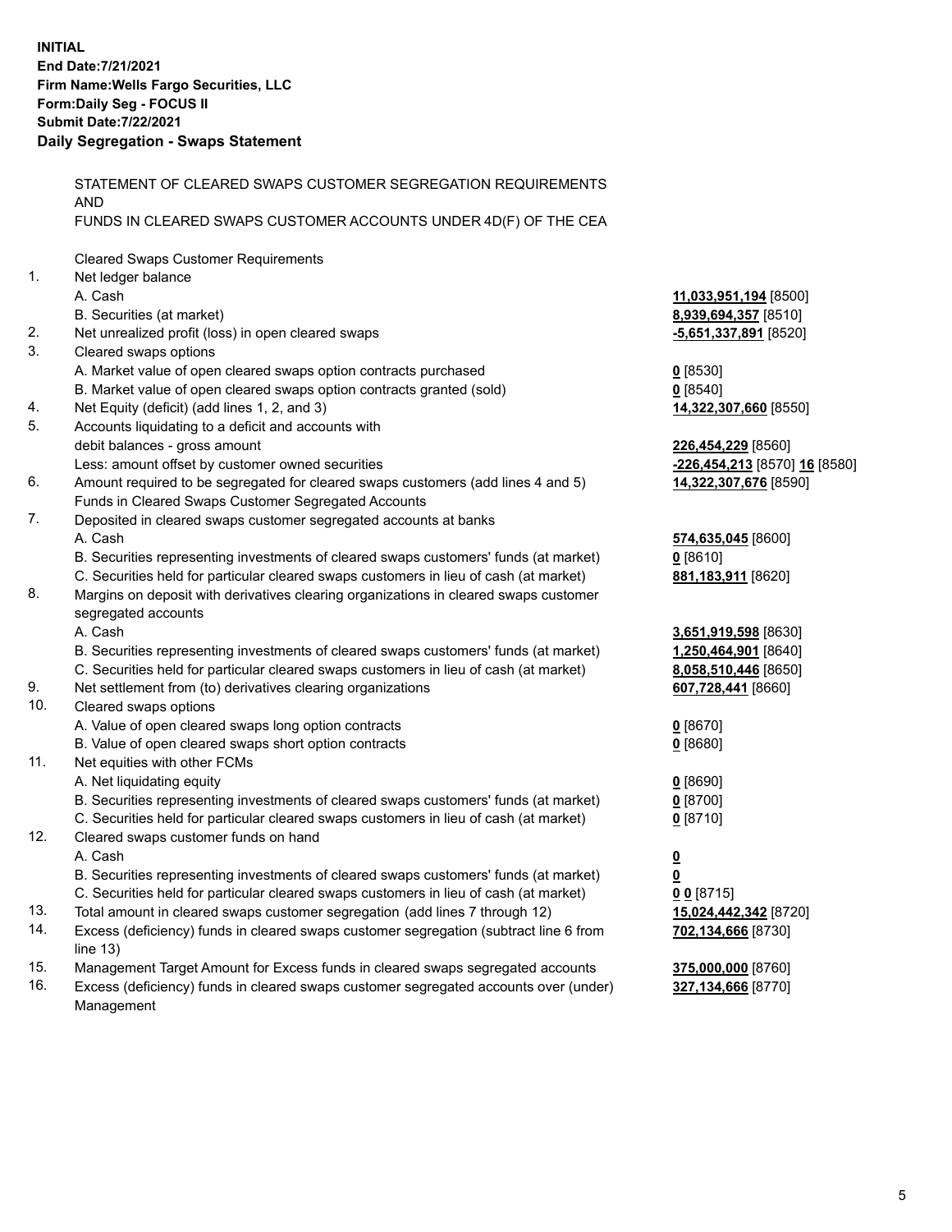**INITIAL**
**End Date:7/21/2021**
**Firm Name:Wells Fargo Securities, LLC**
**Form:Daily Seg - FOCUS II**
**Submit Date:7/22/2021**
**Daily Segregation - Swaps Statement**

STATEMENT OF CLEARED SWAPS CUSTOMER SEGREGATION REQUIREMENTS AND
FUNDS IN CLEARED SWAPS CUSTOMER ACCOUNTS UNDER 4D(F) OF THE CEA

| | | |
|---|---|---|
| | Cleared Swaps Customer Requirements | |
| 1. | Net ledger balance | |
| | A. Cash | **11,033,951,194** [8500] |
| | B. Securities (at market) | **8,939,694,357** [8510] |
| 2. | Net unrealized profit (loss) in open cleared swaps | **-5,651,337,891** [8520] |
| 3. | Cleared swaps options | |
| | A. Market value of open cleared swaps option contracts purchased | **0** [8530] |
| | B. Market value of open cleared swaps option contracts granted (sold) | **0** [8540] |
| 4. | Net Equity (deficit) (add lines 1, 2, and 3) | **14,322,307,660** [8550] |
| 5. | Accounts liquidating to a deficit and accounts with debit balances - gross amount | **226,454,229** [8560] |
| | Less: amount offset by customer owned securities | **-226,454,213** [8570] **16** [8580] |
| 6. | Amount required to be segregated for cleared swaps customers (add lines 4 and 5) | **14,322,307,676** [8590] |
| | Funds in Cleared Swaps Customer Segregated Accounts | |
| 7. | Deposited in cleared swaps customer segregated accounts at banks | |
| | A. Cash | **574,635,045** [8600] |
| | B. Securities representing investments of cleared swaps customers' funds (at market) | **0** [8610] |
| | C. Securities held for particular cleared swaps customers in lieu of cash (at market) | **881,183,911** [8620] |
| 8. | Margins on deposit with derivatives clearing organizations in cleared swaps customer segregated accounts | |
| | A. Cash | **3,651,919,598** [8630] |
| | B. Securities representing investments of cleared swaps customers' funds (at market) | **1,250,464,901** [8640] |
| | C. Securities held for particular cleared swaps customers in lieu of cash (at market) | **8,058,510,446** [8650] |
| 9. | Net settlement from (to) derivatives clearing organizations | **607,728,441** [8660] |
| 10. | Cleared swaps options | |
| | A. Value of open cleared swaps long option contracts | **0** [8670] |
| | B. Value of open cleared swaps short option contracts | **0** [8680] |
| 11. | Net equities with other FCMs | |
| | A. Net liquidating equity | **0** [8690] |
| | B. Securities representing investments of cleared swaps customers' funds (at market) | **0** [8700] |
| | C. Securities held for particular cleared swaps customers in lieu of cash (at market) | **0** [8710] |
| 12. | Cleared swaps customer funds on hand | |
| | A. Cash | **0** |
| | B. Securities representing investments of cleared swaps customers' funds (at market) | **0** |
| | C. Securities held for particular cleared swaps customers in lieu of cash (at market) | **0** **0** [8715] |
| 13. | Total amount in cleared swaps customer segregation (add lines 7 through 12) | **15,024,442,342** [8720] |
| 14. | Excess (deficiency) funds in cleared swaps customer segregation (subtract line 6 from line 13) | **702,134,666** [8730] |
| 15. | Management Target Amount for Excess funds in cleared swaps segregated accounts | **375,000,000** [8760] |
| 16. | Excess (deficiency) funds in cleared swaps customer segregated accounts over (under) Management | **327,134,666** [8770] |